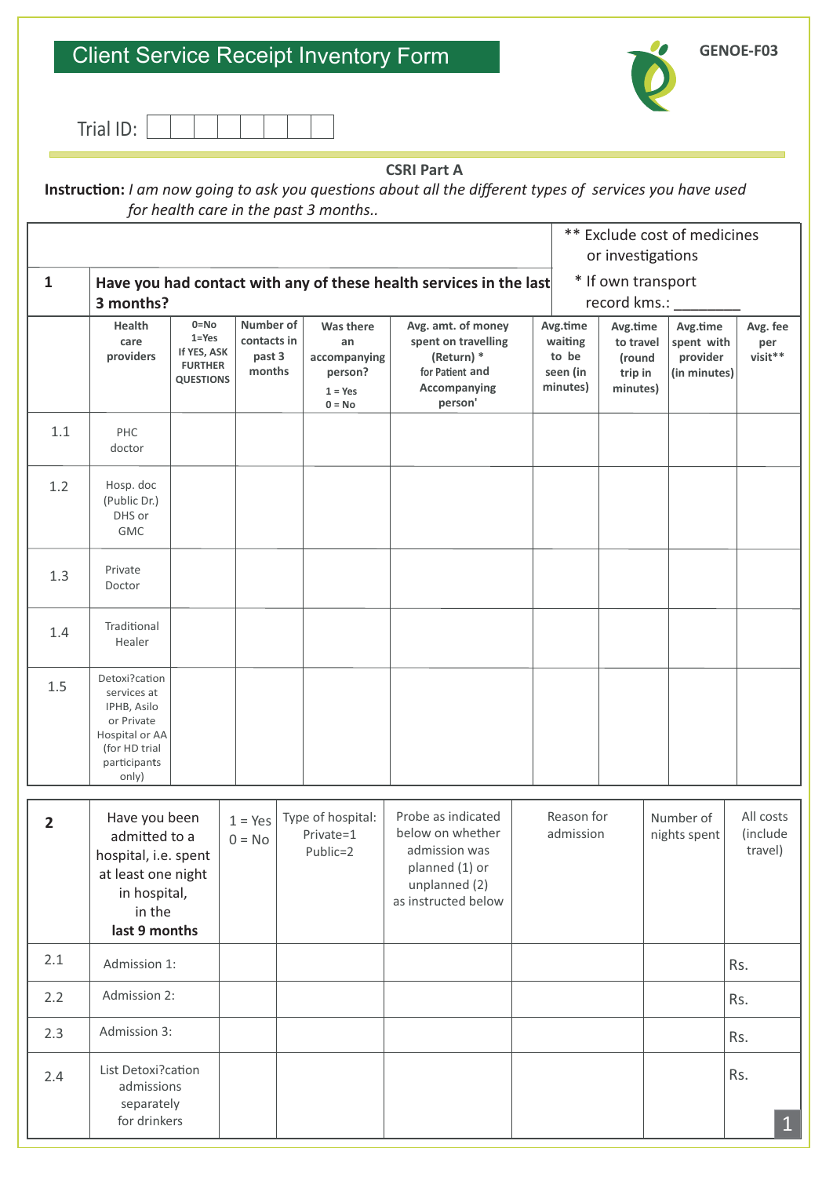# Client Service Receipt Inventory Form

GENOE-F03

Trial ID: | | | | | | | | |

## CSRI Part A

**Instruction:** *I am now going to ask you questions about all the different types of services you have used for health care in the past 3 months..*

** Exclude cost of medicines or investigations

* If own transport record kms.: ________

| 1 | Have you had contact with any of these health services in the last 3 months? | | | | | | | | |
|---|---|---|---|---|---|---|---|---|---|
| | Health care providers | 0=No 1=Yes If YES, ASK FURTHER QUESTIONS | Number of contacts in past 3 months | Was there an accompanying person? 1 = Yes 0 = No | Avg. amt. of money spent on travelling (Return) * for Patient and Accompanying person' | Avg.time waiting to be seen (in minutes) | Avg.time to travel (round trip in minutes) | Avg.time spent with provider (in minutes) | Avg. fee per visit** |
| 1.1 | PHC doctor | | | | | | | | |
| 1.2 | Hosp. doc (Public Dr.) DHS or GMC | | | | | | | | |
| 1.3 | Private Doctor | | | | | | | | |
| 1.4 | Traditional Healer | | | | | | | | |
| 1.5 | Detoxi?cation services at IPHB, Asilo or Private Hospital or AA (for HD trial participants only) | | | | | | | | |

| 2 | Have you been admitted to a hospital, i.e. spent at least one night in hospital, in the **last 9 months** | 1 = Yes 0 = No | Type of hospital: Private=1 Public=2 | Probe as indicated below on whether admission was planned (1) or unplanned (2) as instructed below | Reason for admission | Number of nights spent | All costs (include travel) |
|---|---|---|---|---|---|---|---|
| 2.1 | Admission 1: | | | | | | Rs. |
| 2.2 | Admission 2: | | | | | | Rs. |
| 2.3 | Admission 3: | | | | | | Rs. |
| 2.4 | List Detoxi?cation admissions separately for drinkers | | | | | | Rs. |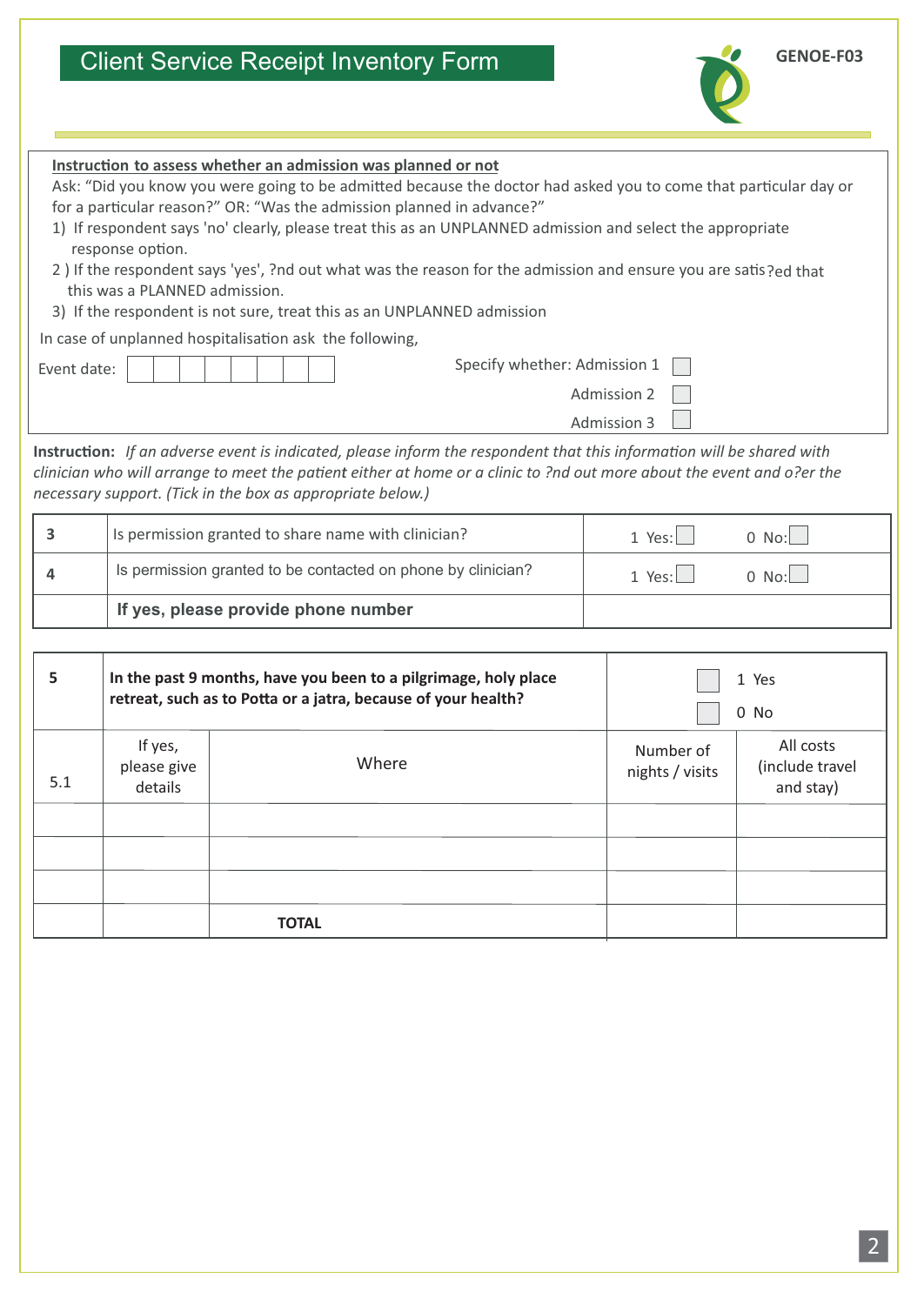# Client Service Receipt Inventory Form

**GENOE-F03**

**Instruction to assess whether an admission was planned or not**

Ask: "Did you know you were going to be admitted because the doctor had asked you to come that particular day or for a particular reason?" OR: "Was the admission planned in advance?"

1) If respondent says 'no' clearly, please treat this as an UNPLANNED admission and select the appropriate response option.
2) If the respondent says 'yes', ?nd out what was the reason for the admission and ensure you are satis?ed that this was a PLANNED admission.
3) If the respondent is not sure, treat this as an UNPLANNED admission

In case of unplanned hospitalisation ask the following,

Event date: ☐☐☐☐☐☐☐☐

Specify whether: Admission 1 ☐

Admission 2 ☐

Admission 3 ☐

**Instruction:** *If an adverse event is indicated, please inform the respondent that this information will be shared with clinician who will arrange to meet the patient either at home or a clinic to ?nd out more about the event and o?er the necessary support. (Tick in the box as appropriate below.)*

| | | |
|---|---|---|
| 3 | Is permission granted to share name with clinician? | 1 Yes: ☐ 0 No: ☐ |
| 4 | Is permission granted to be contacted on phone by clinician? | 1 Yes: ☐ 0 No: ☐ |
| | **If yes, please provide phone number** | |

| | | | | |
|---|---|---|---|---|
| 5 | **In the past 9 months, have you been to a pilgrimage, holy place retreat, such as to Potta or a jatra, because of your health?** | | ☐ 1 Yes<br>☐ 0 No | |
| 5.1 | If yes, please give details | Where | Number of nights / visits | All costs (include travel and stay) |
| | | | | |
| | | | | |
| | | | | |
| | | **TOTAL** | | |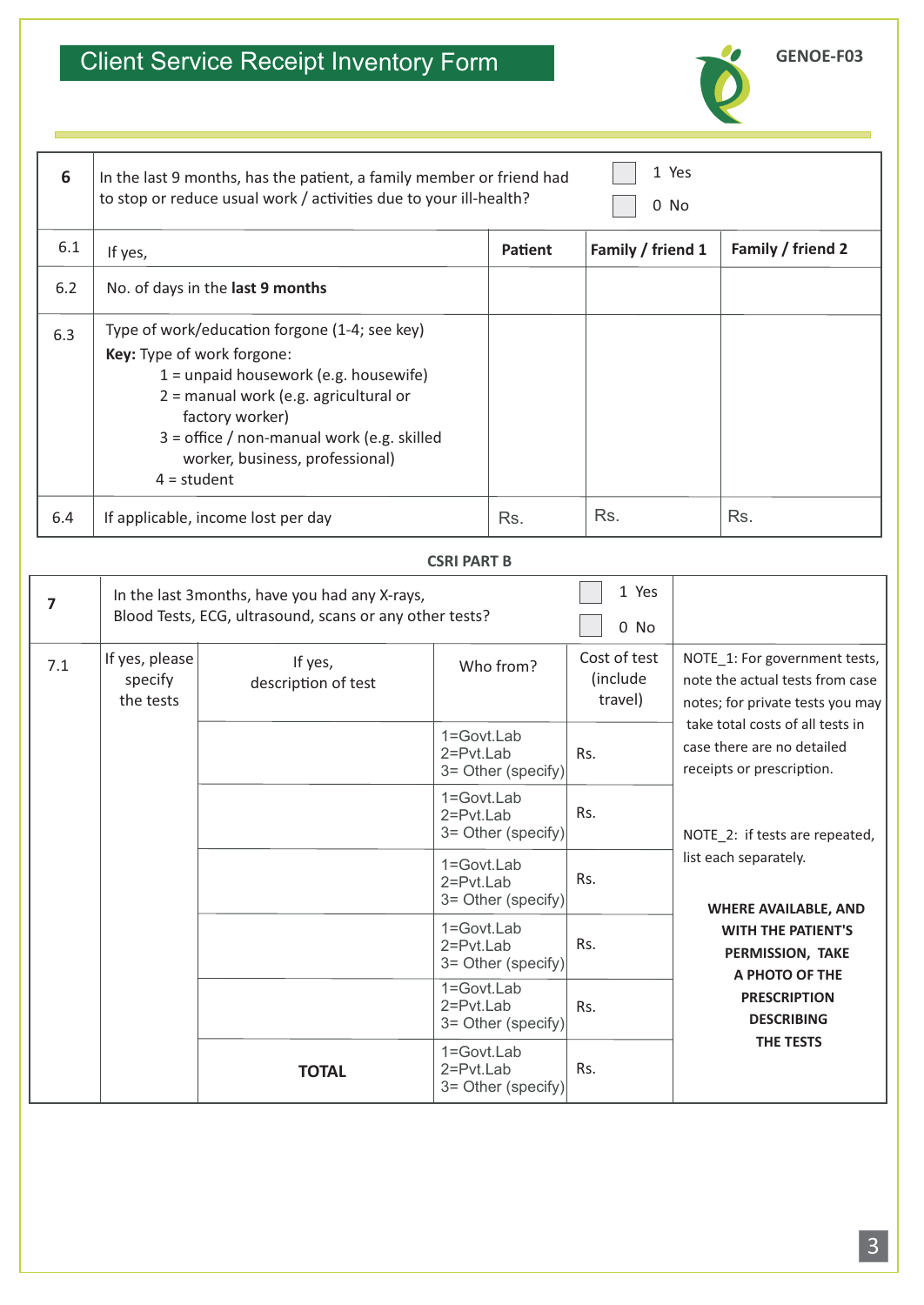# Client Service Receipt Inventory Form

**GENOE-F03**

| **6** | In the last 9 months, has the patient, a family member or friend had to stop or reduce usual work / activities due to your ill-health? | ☐ 1 Yes<br>☐ 0 No | |
|---|---|---|---|
| 6.1 | If yes, | **Patient** | **Family / friend 1** | **Family / friend 2** |
| 6.2 | No. of days in the **last 9 months** | | | |
| 6.3 | Type of work/education forgone (1-4; see key)<br>**Key:** Type of work forgone:<br>1 = unpaid housework (e.g. housewife)<br>2 = manual work (e.g. agricultural or factory worker)<br>3 = office / non-manual work (e.g. skilled worker, business, professional)<br>4 = student | | | |
| 6.4 | If applicable, income lost per day | Rs. | Rs. | Rs. |

**CSRI PART B**

| **7** | In the last 3months, have you had any X-rays, Blood Tests, ECG, ultrasound, scans or any other tests? | | ☐ 1 Yes<br>☐ 0 No | | |
|---|---|---|---|---|---|
| 7.1 | If yes, please specify the tests | If yes, description of test | Who from? | Cost of test (include travel) | NOTE_1: For government tests, note the actual tests from case notes; for private tests you may take total costs of all tests in case there are no detailed receipts or prescription. |
| | | | 1=Govt.Lab<br>2=Pvt.Lab<br>3= Other (specify) | Rs. | |
| | | | 1=Govt.Lab<br>2=Pvt.Lab<br>3= Other (specify) | Rs. | NOTE_2: if tests are repeated, list each separately. |
| | | | 1=Govt.Lab<br>2=Pvt.Lab<br>3= Other (specify) | Rs. | **WHERE AVAILABLE, AND WITH THE PATIENT'S PERMISSION, TAKE A PHOTO OF THE PRESCRIPTION DESCRIBING THE TESTS** |
| | | | 1=Govt.Lab<br>2=Pvt.Lab<br>3= Other (specify) | Rs. | |
| | | | 1=Govt.Lab<br>2=Pvt.Lab<br>3= Other (specify) | Rs. | |
| | | **TOTAL** | 1=Govt.Lab<br>2=Pvt.Lab<br>3= Other (specify) | Rs. | |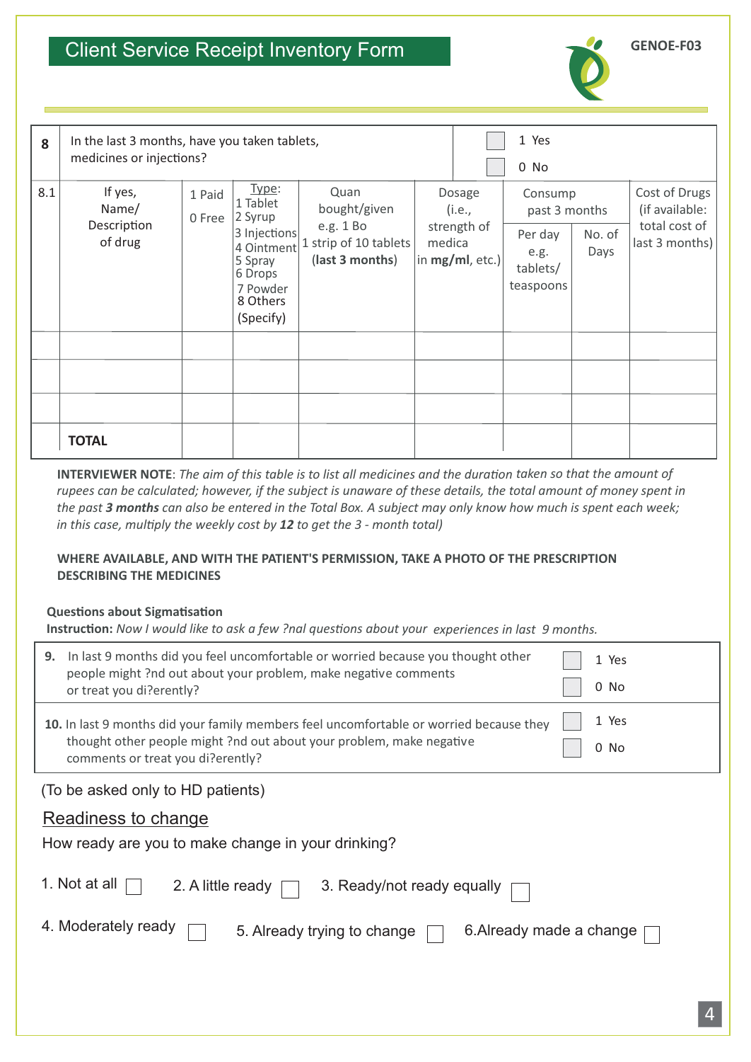# Client Service Receipt Inventory Form

**GENOE-F03**

| | | |
|---|---|---|
| **8** | In the last 3 months, have you taken tablets, medicines or injections? | ☐ 1 Yes<br>☐ 0 No |

| 8.1 | If yes, Name/ Description of drug | 1 Paid<br>0 Free | Type:<br>1 Tablet<br>2 Syrup<br>3 Injections<br>4 Ointment<br>5 Spray<br>6 Drops<br>7 Powder<br>8 Others (Specify) | Quan bought/given e.g. 1 Bo 1 strip of 10 tablets (last 3 months) | Dosage (i.e., strength of medica in **mg/ml**, etc.) | Consump past 3 months | | Cost of Drugs (if available: total cost of last 3 months) |
|---|---|---|---|---|---|---|---|---|
| | | | | | | Per day e.g. tablets/ teaspoons | No. of Days | |
| | | | | | | | | |
| | | | | | | | | |
| | | | | | | | | |
| | **TOTAL** | | | | | | | |

**INTERVIEWER NOTE**: *The aim of this table is to list all medicines and the duration taken so that the amount of rupees can be calculated; however, if the subject is unaware of these details, the total amount of money spent in the past **3 months** can also be entered in the Total Box. A subject may only know how much is spent each week; in this case, multiply the weekly cost by **12** to get the 3 - month total)*

**WHERE AVAILABLE, AND WITH THE PATIENT'S PERMISSION, TAKE A PHOTO OF THE PRESCRIPTION DESCRIBING THE MEDICINES**

**Questions about Sigmatisation**

**Instruction:** *Now I would like to ask a few ?nal questions about your experiences in last 9 months.*

| | |
|---|---|
| **9.** In last 9 months did you feel uncomfortable or worried because you thought other people might ?nd out about your problem, make negative comments or treat you di?erently? | ☐ 1 Yes<br>☐ 0 No |
| **10.** In last 9 months did your family members feel uncomfortable or worried because they thought other people might ?nd out about your problem, make negative comments or treat you di?erently? | ☐ 1 Yes<br>☐ 0 No |

(To be asked only to HD patients)

## Readiness to change

How ready are you to make change in your drinking?

1. Not at all ☐  2. A little ready ☐  3. Ready/not ready equally ☐

4. Moderately ready ☐  5. Already trying to change ☐  6.Already made a change ☐